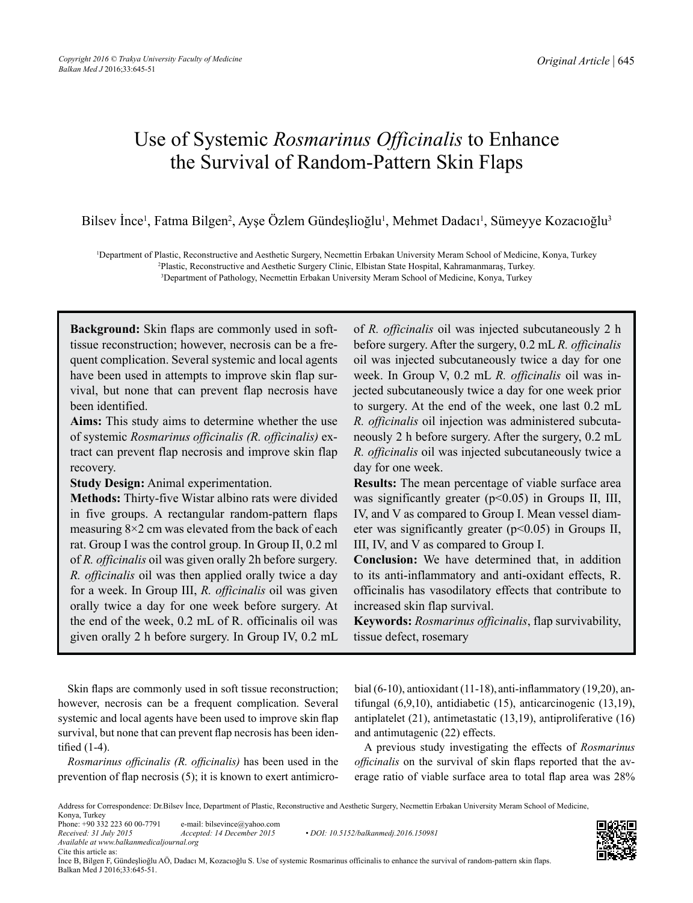# Use of Systemic *Rosmarinus Officinalis* to Enhance the Survival of Random-Pattern Skin Flaps

Bilsev İnce[1], Fatma Bilgen[2], Ayşe Özlem Gündeşlioğlu[1], Mehmet Dadacı[1], Sümeyye Kozacıoğlu[3]

[1]Department of Plastic, Reconstructive and Aesthetic Surgery, Necmettin Erbakan University Meram School of Medicine, Konya, Turkey
[2]Plastic, Reconstructive and Aesthetic Surgery Clinic, Elbistan State Hospital, Kahramanmaraş, Turkey.
[3]Department of Pathology, Necmettin Erbakan University Meram School of Medicine, Konya, Turkey

**Background:** Skin flaps are commonly used in soft-tissue reconstruction; however, necrosis can be a frequent complication. Several systemic and local agents have been used in attempts to improve skin flap survival, but none that can prevent flap necrosis have been identified.

**Aims:** This study aims to determine whether the use of systemic *Rosmarinus officinalis (R. officinalis)* extract can prevent flap necrosis and improve skin flap recovery.

**Study Design:** Animal experimentation.

**Methods:** Thirty-five Wistar albino rats were divided in five groups. A rectangular random-pattern flaps measuring 8×2 cm was elevated from the back of each rat. Group I was the control group. In Group II, 0.2 ml of *R. officinalis* oil was given orally 2h before surgery. *R. officinalis* oil was then applied orally twice a day for a week. In Group III, *R. officinalis* oil was given orally twice a day for one week before surgery. At the end of the week, 0.2 mL of R. officinalis oil was given orally 2 h before surgery. In Group IV, 0.2 mL of *R. officinalis* oil was injected subcutaneously 2 h before surgery. After the surgery, 0.2 mL *R. officinalis* oil was injected subcutaneously twice a day for one week. In Group V, 0.2 mL *R. officinalis* oil was injected subcutaneously twice a day for one week prior to surgery. At the end of the week, one last 0.2 mL *R. officinalis* oil injection was administered subcutaneously 2 h before surgery. After the surgery, 0.2 mL *R. officinalis* oil was injected subcutaneously twice a day for one week.

**Results:** The mean percentage of viable surface area was significantly greater ($p<0.05$) in Groups II, III, IV, and V as compared to Group I. Mean vessel diameter was significantly greater ($p<0.05$) in Groups II, III, IV, and V as compared to Group I.

**Conclusion:** We have determined that, in addition to its anti-inflammatory and anti-oxidant effects, R. officinalis has vasodilatory effects that contribute to increased skin flap survival.

**Keywords:** *Rosmarinus officinalis*, flap survivability, tissue defect, rosemary

Skin flaps are commonly used in soft tissue reconstruction; however, necrosis can be a frequent complication. Several systemic and local agents have been used to improve skin flap survival, but none that can prevent flap necrosis has been identified (1-4).

*Rosmarinus officinalis (R. officinalis)* has been used in the prevention of flap necrosis (5); it is known to exert antimicrobial (6-10), antioxidant (11-18), anti-inflammatory (19,20), antifungal (6,9,10), antidiabetic (15), anticarcinogenic (13,19), antiplatelet (21), antimetastatic (13,19), antiproliferative (16) and antimutagenic (22) effects.

A previous study investigating the effects of *Rosmarinus officinalis* on the survival of skin flaps reported that the average ratio of viable surface area to total flap area was 28%

Address for Correspondence: Dr.Bilsev İnce, Department of Plastic, Reconstructive and Aesthetic Surgery, Necmettin Erbakan University Meram School of Medicine, Konya, Turkey
Phone: +90 332 223 60 00-7791 e-mail: bilsevince@yahoo.com
*Received: 31 July 2015* *Accepted: 14 December 2015* • *DOI: 10.5152/balkanmedj.2016.150981*
*Available at www.balkanmedicaljournal.org*
Cite this article as:
İnce B, Bilgen F, Gündeşlioğlu AÖ, Dadacı M, Kozacıoğlu S. Use of systemic Rosmarinus officinalis to enhance the survival of random-pattern skin flaps. Balkan Med J 2016;33:645-51.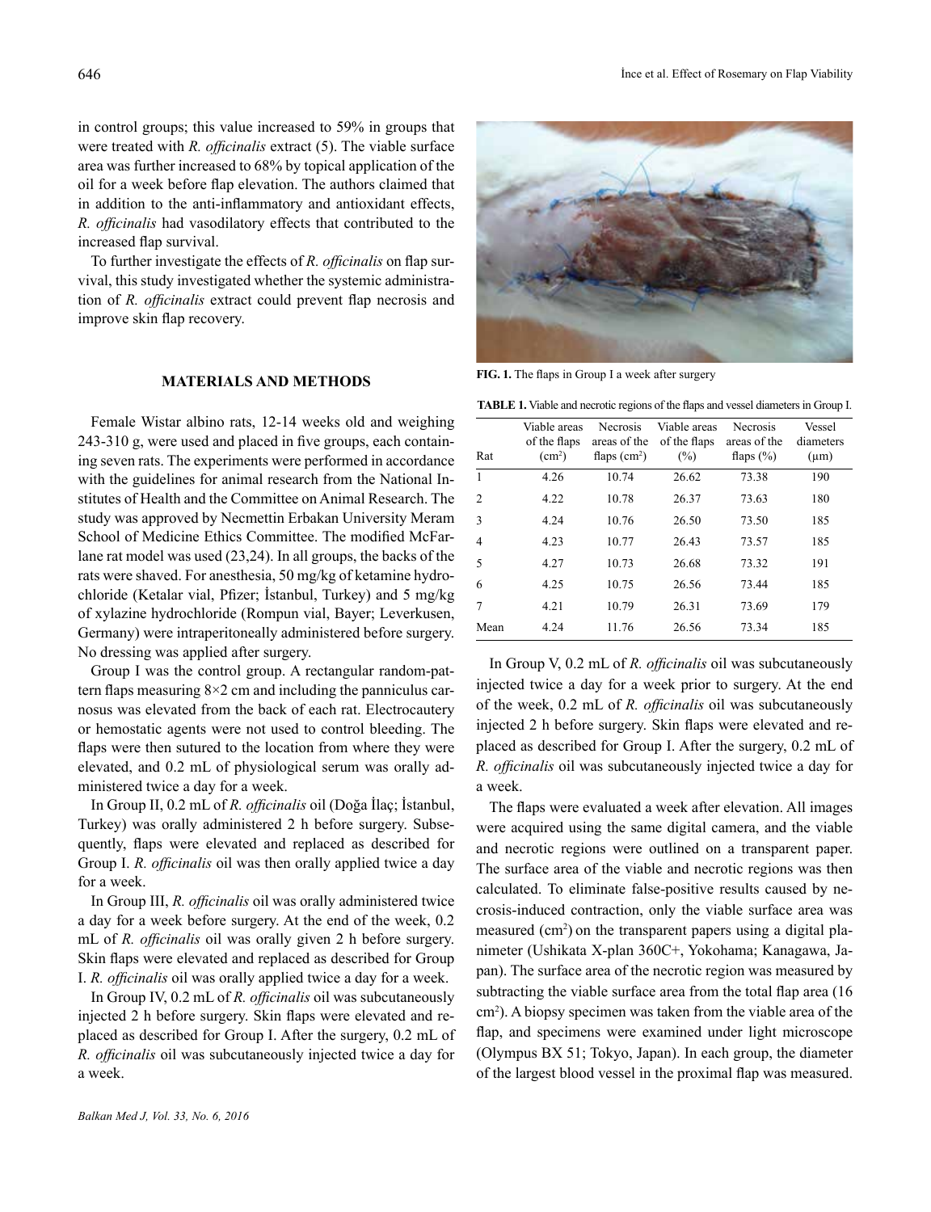in control groups; this value increased to 59% in groups that were treated with *R. officinalis* extract (5). The viable surface area was further increased to 68% by topical application of the oil for a week before flap elevation. The authors claimed that in addition to the anti-inflammatory and antioxidant effects, *R. officinalis* had vasodilatory effects that contributed to the increased flap survival.

To further investigate the effects of *R. officinalis* on flap survival, this study investigated whether the systemic administration of *R. officinalis* extract could prevent flap necrosis and improve skin flap recovery.

## MATERIALS AND METHODS

Female Wistar albino rats, 12-14 weeks old and weighing 243-310 g, were used and placed in five groups, each containing seven rats. The experiments were performed in accordance with the guidelines for animal research from the National Institutes of Health and the Committee on Animal Research. The study was approved by Necmettin Erbakan University Meram School of Medicine Ethics Committee. The modified McFarlane rat model was used (23,24). In all groups, the backs of the rats were shaved. For anesthesia, 50 mg/kg of ketamine hydrochloride (Ketalar vial, Pfizer; İstanbul, Turkey) and 5 mg/kg of xylazine hydrochloride (Rompun vial, Bayer; Leverkusen, Germany) were intraperitoneally administered before surgery. No dressing was applied after surgery.

Group I was the control group. A rectangular random-pattern flaps measuring 8×2 cm and including the panniculus carnosus was elevated from the back of each rat. Electrocautery or hemostatic agents were not used to control bleeding. The flaps were then sutured to the location from where they were elevated, and 0.2 mL of physiological serum was orally administered twice a day for a week.

In Group II, 0.2 mL of *R. officinalis* oil (Doğa İlaç; İstanbul, Turkey) was orally administered 2 h before surgery. Subsequently, flaps were elevated and replaced as described for Group I. *R. officinalis* oil was then orally applied twice a day for a week.

In Group III, *R. officinalis* oil was orally administered twice a day for a week before surgery. At the end of the week, 0.2 mL of *R. officinalis* oil was orally given 2 h before surgery. Skin flaps were elevated and replaced as described for Group I. *R. officinalis* oil was orally applied twice a day for a week.

In Group IV, 0.2 mL of *R. officinalis* oil was subcutaneously injected 2 h before surgery. Skin flaps were elevated and replaced as described for Group I. After the surgery, 0.2 mL of *R. officinalis* oil was subcutaneously injected twice a day for a week.

**FIG. 1.** The flaps in Group I a week after surgery

**TABLE 1.** Viable and necrotic regions of the flaps and vessel diameters in Group I.

| Rat | Viable areas of the flaps ($cm^2$) | Necrosis areas of the flaps ($cm^2$) | Viable areas of the flaps (%) | Necrosis areas of the flaps (%) | Vessel diameters (μm) |
|---|---|---|---|---|---|
| 1 | 4.26 | 10.74 | 26.62 | 73.38 | 190 |
| 2 | 4.22 | 10.78 | 26.37 | 73.63 | 180 |
| 3 | 4.24 | 10.76 | 26.50 | 73.50 | 185 |
| 4 | 4.23 | 10.77 | 26.43 | 73.57 | 185 |
| 5 | 4.27 | 10.73 | 26.68 | 73.32 | 191 |
| 6 | 4.25 | 10.75 | 26.56 | 73.44 | 185 |
| 7 | 4.21 | 10.79 | 26.31 | 73.69 | 179 |
| Mean | 4.24 | 11.76 | 26.56 | 73.34 | 185 |

In Group V, 0.2 mL of *R. officinalis* oil was subcutaneously injected twice a day for a week prior to surgery. At the end of the week, 0.2 mL of *R. officinalis* oil was subcutaneously injected 2 h before surgery. Skin flaps were elevated and replaced as described for Group I. After the surgery, 0.2 mL of *R. officinalis* oil was subcutaneously injected twice a day for a week.

The flaps were evaluated a week after elevation. All images were acquired using the same digital camera, and the viable and necrotic regions were outlined on a transparent paper. The surface area of the viable and necrotic regions was then calculated. To eliminate false-positive results caused by necrosis-induced contraction, only the viable surface area was measured ($cm^2$) on the transparent papers using a digital planimeter (Ushikata X-plan 360C+, Yokohama; Kanagawa, Japan). The surface area of the necrotic region was measured by subtracting the viable surface area from the total flap area (16 $cm^2$). A biopsy specimen was taken from the viable area of the flap, and specimens were examined under light microscope (Olympus BX 51; Tokyo, Japan). In each group, the diameter of the largest blood vessel in the proximal flap was measured.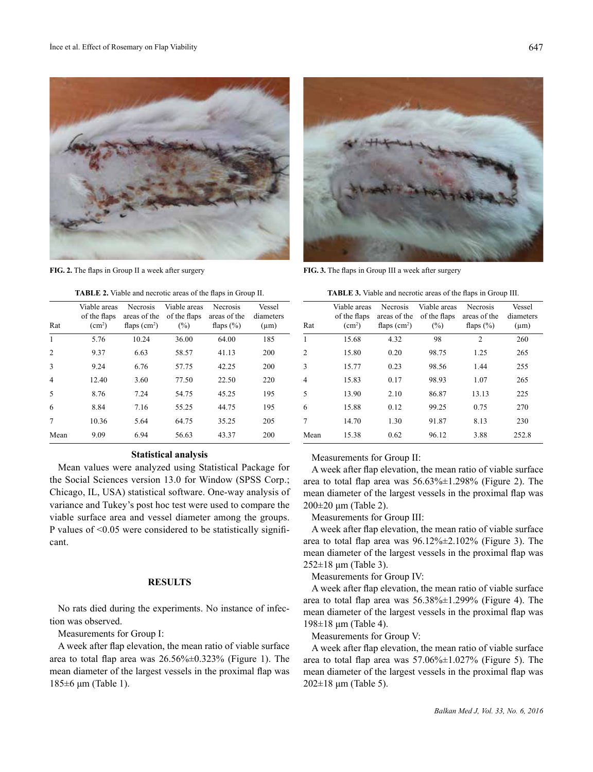FIG. 2. The flaps in Group II a week after surgery

FIG. 3. The flaps in Group III a week after surgery

**TABLE 2.** Viable and necrotic areas of the flaps in Group II.

| Rat | Viable areas of the flaps ($cm^2$) | Necrosis areas of the flaps ($cm^2$) | Viable areas of the flaps (%) | Necrosis areas of the flaps (%) | Vessel diameters (μm) |
|---|---|---|---|---|---|
| 1 | 5.76 | 10.24 | 36.00 | 64.00 | 185 |
| 2 | 9.37 | 6.63 | 58.57 | 41.13 | 200 |
| 3 | 9.24 | 6.76 | 57.75 | 42.25 | 200 |
| 4 | 12.40 | 3.60 | 77.50 | 22.50 | 220 |
| 5 | 8.76 | 7.24 | 54.75 | 45.25 | 195 |
| 6 | 8.84 | 7.16 | 55.25 | 44.75 | 195 |
| 7 | 10.36 | 5.64 | 64.75 | 35.25 | 205 |
| Mean | 9.09 | 6.94 | 56.63 | 43.37 | 200 |

**TABLE 3.** Viable and necrotic areas of the flaps in Group III.

| Rat | Viable areas of the flaps ($cm^2$) | Necrosis areas of the flaps ($cm^2$) | Viable areas of the flaps (%) | Necrosis areas of the flaps (%) | Vessel diameters (μm) |
|---|---|---|---|---|---|
| 1 | 15.68 | 4.32 | 98 | 2 | 260 |
| 2 | 15.80 | 0.20 | 98.75 | 1.25 | 265 |
| 3 | 15.77 | 0.23 | 98.56 | 1.44 | 255 |
| 4 | 15.83 | 0.17 | 98.93 | 1.07 | 265 |
| 5 | 13.90 | 2.10 | 86.87 | 13.13 | 225 |
| 6 | 15.88 | 0.12 | 99.25 | 0.75 | 270 |
| 7 | 14.70 | 1.30 | 91.87 | 8.13 | 230 |
| Mean | 15.38 | 0.62 | 96.12 | 3.88 | 252.8 |

### Statistical analysis

Mean values were analyzed using Statistical Package for the Social Sciences version 13.0 for Window (SPSS Corp.; Chicago, IL, USA) statistical software. One-way analysis of variance and Tukey's post hoc test were used to compare the viable surface area and vessel diameter among the groups. P values of <0.05 were considered to be statistically significant.

## RESULTS

No rats died during the experiments. No instance of infection was observed.

Measurements for Group I:

A week after flap elevation, the mean ratio of viable surface area to total flap area was 26.56%±0.323% (Figure 1). The mean diameter of the largest vessels in the proximal flap was 185±6 μm (Table 1).

Measurements for Group II:

A week after flap elevation, the mean ratio of viable surface area to total flap area was 56.63%±1.298% (Figure 2). The mean diameter of the largest vessels in the proximal flap was 200±20 μm (Table 2).

Measurements for Group III:

A week after flap elevation, the mean ratio of viable surface area to total flap area was 96.12%±2.102% (Figure 3). The mean diameter of the largest vessels in the proximal flap was 252±18 μm (Table 3).

Measurements for Group IV:

A week after flap elevation, the mean ratio of viable surface area to total flap area was 56.38%±1.299% (Figure 4). The mean diameter of the largest vessels in the proximal flap was 198±18 μm (Table 4).

Measurements for Group V:

A week after flap elevation, the mean ratio of viable surface area to total flap area was 57.06%±1.027% (Figure 5). The mean diameter of the largest vessels in the proximal flap was 202±18 μm (Table 5).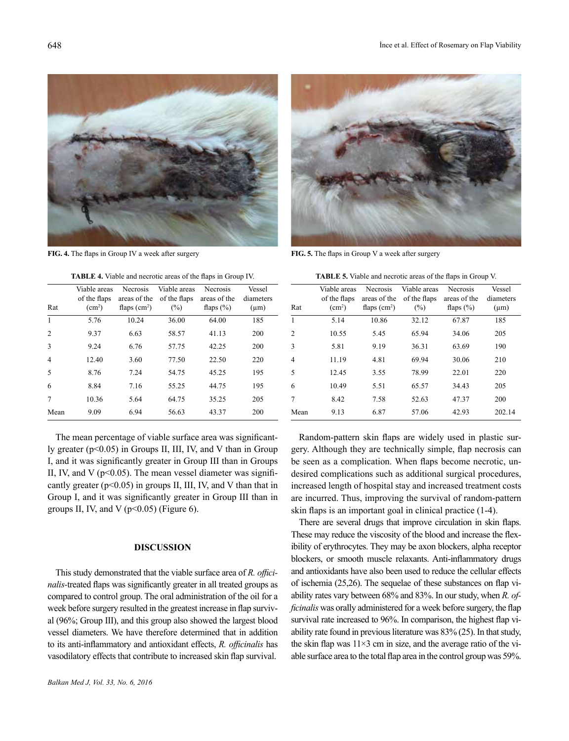FIG. 4. The flaps in Group IV a week after surgery

FIG. 5. The flaps in Group V a week after surgery

**TABLE 4.** Viable and necrotic areas of the flaps in Group IV.

| Rat | Viable areas of the flaps ($cm^2$) | Necrosis areas of the flaps ($cm^2$) | Viable areas of the flaps (%) | Necrosis areas of the flaps (%) | Vessel diameters (μm) |
|---|---|---|---|---|---|
| 1 | 5.76 | 10.24 | 36.00 | 64.00 | 185 |
| 2 | 9.37 | 6.63 | 58.57 | 41.13 | 200 |
| 3 | 9.24 | 6.76 | 57.75 | 42.25 | 200 |
| 4 | 12.40 | 3.60 | 77.50 | 22.50 | 220 |
| 5 | 8.76 | 7.24 | 54.75 | 45.25 | 195 |
| 6 | 8.84 | 7.16 | 55.25 | 44.75 | 195 |
| 7 | 10.36 | 5.64 | 64.75 | 35.25 | 205 |
| Mean | 9.09 | 6.94 | 56.63 | 43.37 | 200 |

**TABLE 5.** Viable and necrotic areas of the flaps in Group V.

| Rat | Viable areas of the flaps ($cm^2$) | Necrosis areas of the flaps ($cm^2$) | Viable areas of the flaps (%) | Necrosis areas of the flaps (%) | Vessel diameters (μm) |
|---|---|---|---|---|---|
| 1 | 5.14 | 10.86 | 32.12 | 67.87 | 185 |
| 2 | 10.55 | 5.45 | 65.94 | 34.06 | 205 |
| 3 | 5.81 | 9.19 | 36.31 | 63.69 | 190 |
| 4 | 11.19 | 4.81 | 69.94 | 30.06 | 210 |
| 5 | 12.45 | 3.55 | 78.99 | 22.01 | 220 |
| 6 | 10.49 | 5.51 | 65.57 | 34.43 | 205 |
| 7 | 8.42 | 7.58 | 52.63 | 47.37 | 200 |
| Mean | 9.13 | 6.87 | 57.06 | 42.93 | 202.14 |

The mean percentage of viable surface area was significantly greater ($p<0.05$) in Groups II, III, IV, and V than in Group I, and it was significantly greater in Group III than in Groups II, IV, and V ($p<0.05$). The mean vessel diameter was significantly greater ($p<0.05$) in groups II, III, IV, and V than that in Group I, and it was significantly greater in Group III than in groups II, IV, and V ($p<0.05$) (Figure 6).

## DISCUSSION

This study demonstrated that the viable surface area of *R. officinalis*-treated flaps was significantly greater in all treated groups as compared to control group. The oral administration of the oil for a week before surgery resulted in the greatest increase in flap survival (96%; Group III), and this group also showed the largest blood vessel diameters. We have therefore determined that in addition to its anti-inflammatory and antioxidant effects, *R. officinalis* has vasodilatory effects that contribute to increased skin flap survival.

Random-pattern skin flaps are widely used in plastic surgery. Although they are technically simple, flap necrosis can be seen as a complication. When flaps become necrotic, undesired complications such as additional surgical procedures, increased length of hospital stay and increased treatment costs are incurred. Thus, improving the survival of random-pattern skin flaps is an important goal in clinical practice (1-4).

There are several drugs that improve circulation in skin flaps. These may reduce the viscosity of the blood and increase the flexibility of erythrocytes. They may be axon blockers, alpha receptor blockers, or smooth muscle relaxants. Anti-inflammatory drugs and antioxidants have also been used to reduce the cellular effects of ischemia (25,26). The sequelae of these substances on flap viability rates vary between 68% and 83%. In our study, when *R. officinalis* was orally administered for a week before surgery, the flap survival rate increased to 96%. In comparison, the highest flap viability rate found in previous literature was 83% (25). In that study, the skin flap was 11×3 cm in size, and the average ratio of the viable surface area to the total flap area in the control group was 59%.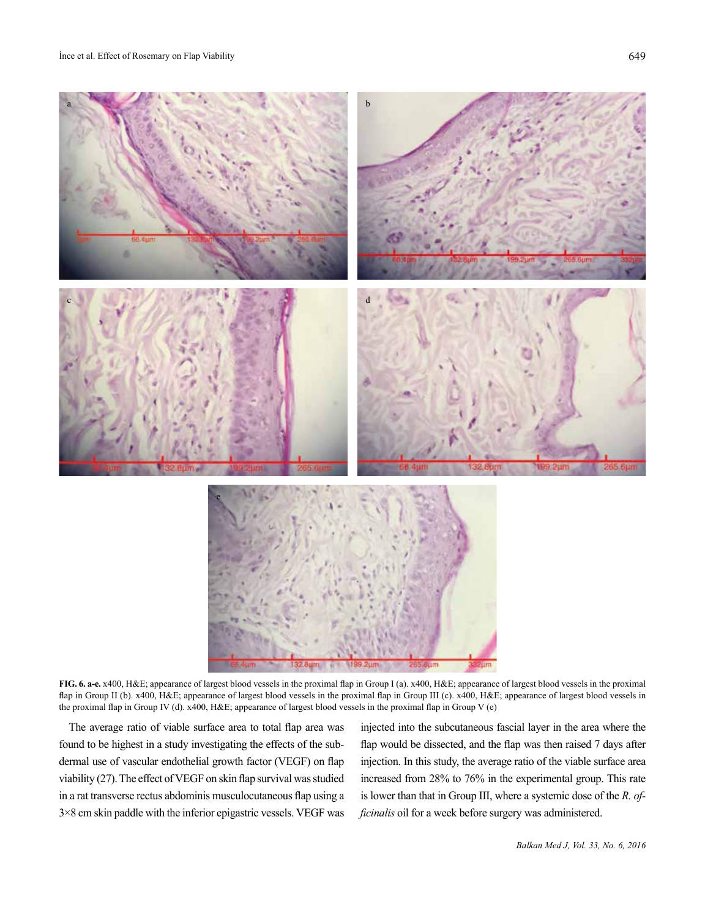**FIG. 6. a-e.** x400, H&E; appearance of largest blood vessels in the proximal flap in Group I (a). x400, H&E; appearance of largest blood vessels in the proximal flap in Group II (b). x400, H&E; appearance of largest blood vessels in the proximal flap in Group III (c). x400, H&E; appearance of largest blood vessels in the proximal flap in Group IV (d). x400, H&E; appearance of largest blood vessels in the proximal flap in Group V (e)

The average ratio of viable surface area to total flap area was found to be highest in a study investigating the effects of the subdermal use of vascular endothelial growth factor (VEGF) on flap viability (27). The effect of VEGF on skin flap survival was studied in a rat transverse rectus abdominis musculocutaneous flap using a 3×8 cm skin paddle with the inferior epigastric vessels. VEGF was injected into the subcutaneous fascial layer in the area where the flap would be dissected, and the flap was then raised 7 days after injection. In this study, the average ratio of the viable surface area increased from 28% to 76% in the experimental group. This rate is lower than that in Group III, where a systemic dose of the *R. officinalis* oil for a week before surgery was administered.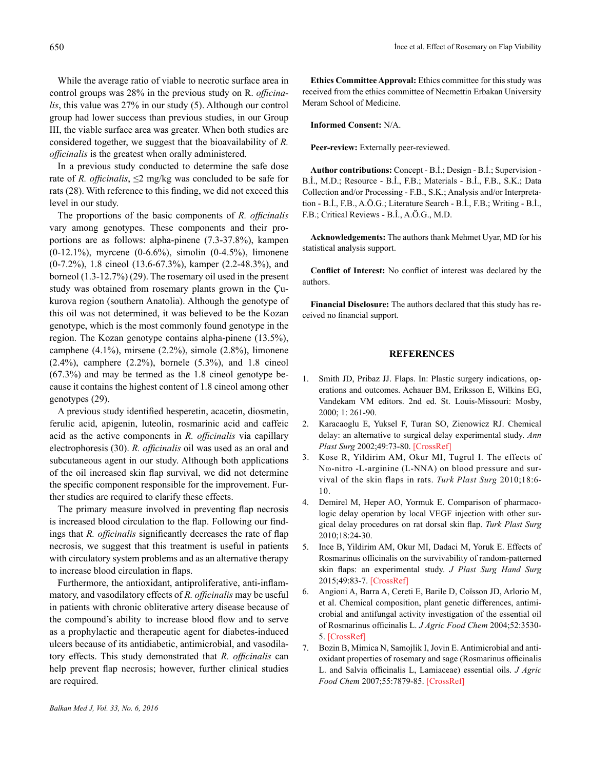While the average ratio of viable to necrotic surface area in control groups was 28% in the previous study on R. *officinalis*, this value was 27% in our study (5). Although our control group had lower success than previous studies, in our Group III, the viable surface area was greater. When both studies are considered together, we suggest that the bioavailability of *R. officinalis* is the greatest when orally administered.

In a previous study conducted to determine the safe dose rate of *R. officinalis*, ≤2 mg/kg was concluded to be safe for rats (28). With reference to this finding, we did not exceed this level in our study.

The proportions of the basic components of *R. officinalis* vary among genotypes. These components and their proportions are as follows: alpha-pinene (7.3-37.8%), kampen (0-12.1%), myrcene (0-6.6%), simolin (0-4.5%), limonene (0-7.2%), 1.8 cineol (13.6-67.3%), kamper (2.2-48.3%), and borneol (1.3-12.7%) (29). The rosemary oil used in the present study was obtained from rosemary plants grown in the Çukurova region (southern Anatolia). Although the genotype of this oil was not determined, it was believed to be the Kozan genotype, which is the most commonly found genotype in the region. The Kozan genotype contains alpha-pinene (13.5%), camphene (4.1%), mirsene (2.2%), simole (2.8%), limonene (2.4%), camphere (2.2%), bornele (5.3%), and 1.8 cineol (67.3%) and may be termed as the 1.8 cineol genotype because it contains the highest content of 1.8 cineol among other genotypes (29).

A previous study identified hesperetin, acacetin, diosmetin, ferulic acid, apigenin, luteolin, rosmarinic acid and caffeic acid as the active components in *R. officinalis* via capillary electrophoresis (30). *R. officinalis* oil was used as an oral and subcutaneous agent in our study. Although both applications of the oil increased skin flap survival, we did not determine the specific component responsible for the improvement. Further studies are required to clarify these effects.

The primary measure involved in preventing flap necrosis is increased blood circulation to the flap. Following our findings that *R. officinalis* significantly decreases the rate of flap necrosis, we suggest that this treatment is useful in patients with circulatory system problems and as an alternative therapy to increase blood circulation in flaps.

Furthermore, the antioxidant, antiproliferative, anti-inflammatory, and vasodilatory effects of *R. officinalis* may be useful in patients with chronic obliterative artery disease because of the compound's ability to increase blood flow and to serve as a prophylactic and therapeutic agent for diabetes-induced ulcers because of its antidiabetic, antimicrobial, and vasodilatory effects. This study demonstrated that *R. officinalis* can help prevent flap necrosis; however, further clinical studies are required.

**Ethics Committee Approval:** Ethics committee for this study was received from the ethics committee of Necmettin Erbakan University Meram School of Medicine.

**Informed Consent:** N/A.

**Peer-review:** Externally peer-reviewed.

**Author contributions:** Concept - B.İ.; Design - B.İ.; Supervision - B.İ., M.D.; Resource - B.İ., F.B.; Materials - B.İ., F.B., S.K.; Data Collection and/or Processing - F.B., S.K.; Analysis and/or Interpretation - B.İ., F.B., A.Ö.G.; Literature Search - B.İ., F.B.; Writing - B.İ., F.B.; Critical Reviews - B.İ., A.Ö.G., M.D.

**Acknowledgements:** The authors thank Mehmet Uyar, MD for his statistical analysis support.

**Conflict of Interest:** No conflict of interest was declared by the authors.

**Financial Disclosure:** The authors declared that this study has received no financial support.

## REFERENCES

1. Smith JD, Pribaz JJ. Flaps. In: Plastic surgery indications, operations and outcomes. Achauer BM, Eriksson E, Wilkins EG, Vandekam VM editors. 2nd ed. St. Louis-Missouri: Mosby, 2000; 1: 261-90.
2. Karacaoglu E, Yuksel F, Turan SO, Zienowicz RJ. Chemical delay: an alternative to surgical delay experimental study. *Ann Plast Surg* 2002;49:73-80. [CrossRef]
3. Kose R, Yildirim AM, Okur MI, Tugrul I. The effects of Nω-nitro -L-arginine (L-NNA) on blood pressure and survival of the skin flaps in rats. *Turk Plast Surg* 2010;18:6-10.
4. Demirel M, Heper AO, Yormuk E. Comparison of pharmacologic delay operation by local VEGF injection with other surgical delay procedures on rat dorsal skin flap. *Turk Plast Surg* 2010;18:24-30.
5. Ince B, Yildirim AM, Okur MI, Dadaci M, Yoruk E. Effects of Rosmarinus officinalis on the survivability of random-patterned skin flaps: an experimental study. *J Plast Surg Hand Surg* 2015;49:83-7. [CrossRef]
6. Angioni A, Barra A, Cereti E, Barile D, Coïsson JD, Arlorio M, et al. Chemical composition, plant genetic differences, antimicrobial and antifungal activity investigation of the essential oil of Rosmarinus officinalis L. *J Agric Food Chem* 2004;52:3530-5. [CrossRef]
7. Bozin B, Mimica N, Samojlik I, Jovin E. Antimicrobial and antioxidant properties of rosemary and sage (Rosmarinus officinalis L. and Salvia officinalis L, Lamiaceae) essential oils. *J Agric Food Chem* 2007;55:7879-85. [CrossRef]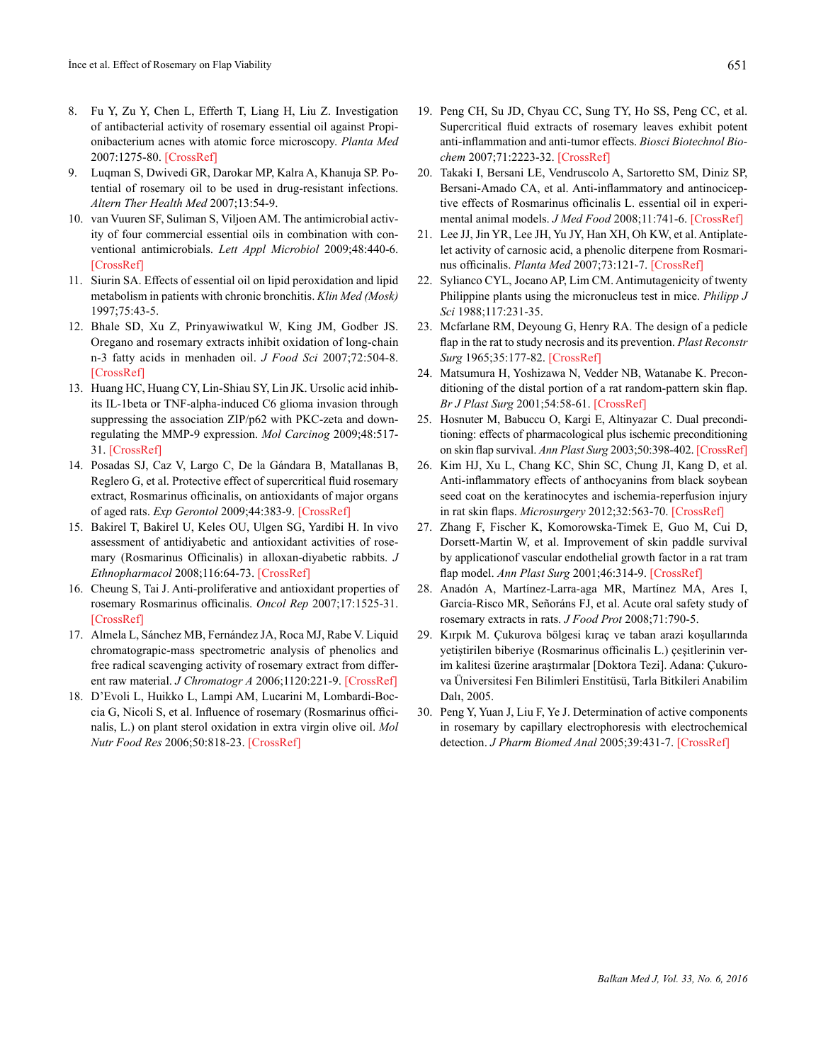8. Fu Y, Zu Y, Chen L, Efferth T, Liang H, Liu Z. Investigation of antibacterial activity of rosemary essential oil against Propionibacterium acnes with atomic force microscopy. *Planta Med* 2007:1275-80. [CrossRef]
9. Luqman S, Dwivedi GR, Darokar MP, Kalra A, Khanuja SP. Potential of rosemary oil to be used in drug-resistant infections. *Altern Ther Health Med* 2007;13:54-9.
10. van Vuuren SF, Suliman S, Viljoen AM. The antimicrobial activity of four commercial essential oils in combination with conventional antimicrobials. *Lett Appl Microbiol* 2009;48:440-6. [CrossRef]
11. Siurin SA. Effects of essential oil on lipid peroxidation and lipid metabolism in patients with chronic bronchitis. *Klin Med (Mosk)* 1997;75:43-5.
12. Bhale SD, Xu Z, Prinyawiwatkul W, King JM, Godber JS. Oregano and rosemary extracts inhibit oxidation of long-chain n-3 fatty acids in menhaden oil. *J Food Sci* 2007;72:504-8. [CrossRef]
13. Huang HC, Huang CY, Lin-Shiau SY, Lin JK. Ursolic acid inhibits IL-1beta or TNF-alpha-induced C6 glioma invasion through suppressing the association ZIP/p62 with PKC-zeta and downregulating the MMP-9 expression. *Mol Carcinog* 2009;48:517-31. [CrossRef]
14. Posadas SJ, Caz V, Largo C, De la Gándara B, Matallanas B, Reglero G, et al. Protective effect of supercritical fluid rosemary extract, Rosmarinus officinalis, on antioxidants of major organs of aged rats. *Exp Gerontol* 2009;44:383-9. [CrossRef]
15. Bakirel T, Bakirel U, Keles OU, Ulgen SG, Yardibi H. In vivo assessment of antidiyabetic and antioxidant activities of rosemary (Rosmarinus Officinalis) in alloxan-diyabetic rabbits. *J Ethnopharmacol* 2008;116:64-73. [CrossRef]
16. Cheung S, Tai J. Anti-proliferative and antioxidant properties of rosemary Rosmarinus officinalis. *Oncol Rep* 2007;17:1525-31. [CrossRef]
17. Almela L, Sánchez MB, Fernández JA, Roca MJ, Rabe V. Liquid chromatograpic-mass spectrometric analysis of phenolics and free radical scavenging activity of rosemary extract from different raw material. *J Chromatogr A* 2006;1120:221-9. [CrossRef]
18. D'Evoli L, Huikko L, Lampi AM, Lucarini M, Lombardi-Boccia G, Nicoli S, et al. Influence of rosemary (Rosmarinus officinalis, L.) on plant sterol oxidation in extra virgin olive oil. *Mol Nutr Food Res* 2006;50:818-23. [CrossRef]
19. Peng CH, Su JD, Chyau CC, Sung TY, Ho SS, Peng CC, et al. Supercritical fluid extracts of rosemary leaves exhibit potent anti-inflammation and anti-tumor effects. *Biosci Biotechnol Biochem* 2007;71:2223-32. [CrossRef]
20. Takaki I, Bersani LE, Vendruscolo A, Sartoretto SM, Diniz SP, Bersani-Amado CA, et al. Anti-inflammatory and antinociceptive effects of Rosmarinus officinalis L. essential oil in experimental animal models. *J Med Food* 2008;11:741-6. [CrossRef]
21. Lee JJ, Jin YR, Lee JH, Yu JY, Han XH, Oh KW, et al. Antiplatelet activity of carnosic acid, a phenolic diterpene from Rosmarinus officinalis. *Planta Med* 2007;73:121-7. [CrossRef]
22. Sylianco CYL, Jocano AP, Lim CM. Antimutagenicity of twenty Philippine plants using the micronucleus test in mice. *Philipp J Sci* 1988;117:231-35.
23. Mcfarlane RM, Deyoung G, Henry RA. The design of a pedicle flap in the rat to study necrosis and its prevention. *Plast Reconstr Surg* 1965;35:177-82. [CrossRef]
24. Matsumura H, Yoshizawa N, Vedder NB, Watanabe K. Preconditioning of the distal portion of a rat random-pattern skin flap. *Br J Plast Surg* 2001;54:58-61. [CrossRef]
25. Hosnuter M, Babuccu O, Kargi E, Altinyazar C. Dual preconditioning: effects of pharmacological plus ischemic preconditioning on skin flap survival. *Ann Plast Surg* 2003;50:398-402. [CrossRef]
26. Kim HJ, Xu L, Chang KC, Shin SC, Chung JI, Kang D, et al. Anti-inflammatory effects of anthocyanins from black soybean seed coat on the keratinocytes and ischemia-reperfusion injury in rat skin flaps. *Microsurgery* 2012;32:563-70. [CrossRef]
27. Zhang F, Fischer K, Komorowska-Timek E, Guo M, Cui D, Dorsett-Martin W, et al. Improvement of skin paddle survival by applicationof vascular endothelial growth factor in a rat tram flap model. *Ann Plast Surg* 2001;46:314-9. [CrossRef]
28. Anadón A, Martínez-Larra-aga MR, Martínez MA, Ares I, García-Risco MR, Señoráns FJ, et al. Acute oral safety study of rosemary extracts in rats. *J Food Prot* 2008;71:790-5.
29. Kırpık M. Çukurova bölgesi kıraç ve taban arazi koşullarında yetiştirilen biberiye (Rosmarinus officinalis L.) çeşitlerinin verim kalitesi üzerine araştırmalar [Doktora Tezi]. Adana: Çukurova Üniversitesi Fen Bilimleri Enstitüsü, Tarla Bitkileri Anabilim Dalı, 2005.
30. Peng Y, Yuan J, Liu F, Ye J. Determination of active components in rosemary by capillary electrophoresis with electrochemical detection. *J Pharm Biomed Anal* 2005;39:431-7. [CrossRef]